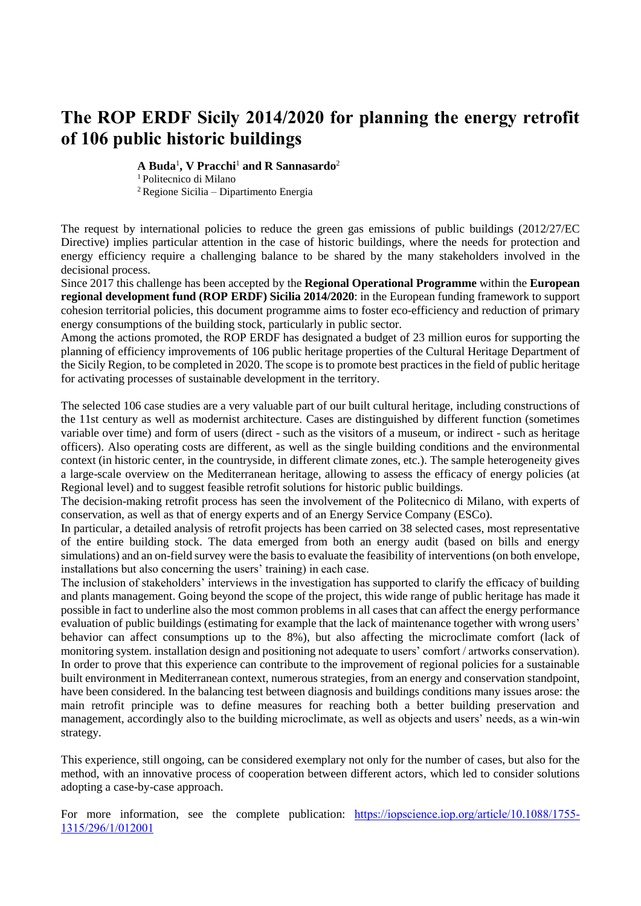# The ROP ERDF Sicily 2014/2020 for planning the energy retrofit of 106 public historic buildings

**A Buda**[1]**, V Pracchi**[1] **and R Sannasardo**[2]

[1] Politecnico di Milano

[2] Regione Sicilia – Dipartimento Energia

The request by international policies to reduce the green gas emissions of public buildings (2012/27/EC Directive) implies particular attention in the case of historic buildings, where the needs for protection and energy efficiency require a challenging balance to be shared by the many stakeholders involved in the decisional process.

Since 2017 this challenge has been accepted by the **Regional Operational Programme** within the **European regional development fund (ROP ERDF) Sicilia 2014/2020**: in the European funding framework to support cohesion territorial policies, this document programme aims to foster eco-efficiency and reduction of primary energy consumptions of the building stock, particularly in public sector.

Among the actions promoted, the ROP ERDF has designated a budget of 23 million euros for supporting the planning of efficiency improvements of 106 public heritage properties of the Cultural Heritage Department of the Sicily Region, to be completed in 2020. The scope is to promote best practices in the field of public heritage for activating processes of sustainable development in the territory.

The selected 106 case studies are a very valuable part of our built cultural heritage, including constructions of the 11st century as well as modernist architecture. Cases are distinguished by different function (sometimes variable over time) and form of users (direct - such as the visitors of a museum, or indirect - such as heritage officers). Also operating costs are different, as well as the single building conditions and the environmental context (in historic center, in the countryside, in different climate zones, etc.). The sample heterogeneity gives a large-scale overview on the Mediterranean heritage, allowing to assess the efficacy of energy policies (at Regional level) and to suggest feasible retrofit solutions for historic public buildings.

The decision-making retrofit process has seen the involvement of the Politecnico di Milano, with experts of conservation, as well as that of energy experts and of an Energy Service Company (ESCo).

In particular, a detailed analysis of retrofit projects has been carried on 38 selected cases, most representative of the entire building stock. The data emerged from both an energy audit (based on bills and energy simulations) and an on-field survey were the basis to evaluate the feasibility of interventions (on both envelope, installations but also concerning the users' training) in each case.

The inclusion of stakeholders' interviews in the investigation has supported to clarify the efficacy of building and plants management. Going beyond the scope of the project, this wide range of public heritage has made it possible in fact to underline also the most common problems in all cases that can affect the energy performance evaluation of public buildings (estimating for example that the lack of maintenance together with wrong users' behavior can affect consumptions up to the 8%), but also affecting the microclimate comfort (lack of monitoring system. installation design and positioning not adequate to users' comfort / artworks conservation). In order to prove that this experience can contribute to the improvement of regional policies for a sustainable built environment in Mediterranean context, numerous strategies, from an energy and conservation standpoint, have been considered. In the balancing test between diagnosis and buildings conditions many issues arose: the main retrofit principle was to define measures for reaching both a better building preservation and management, accordingly also to the building microclimate, as well as objects and users' needs, as a win-win strategy.

This experience, still ongoing, can be considered exemplary not only for the number of cases, but also for the method, with an innovative process of cooperation between different actors, which led to consider solutions adopting a case-by-case approach.

For more information, see the complete publication: [https://iopscience.iop.org/article/10.1088/1755-1315/296/1/012001](https://iopscience.iop.org/article/10.1088/1755-1315/296/1/012001)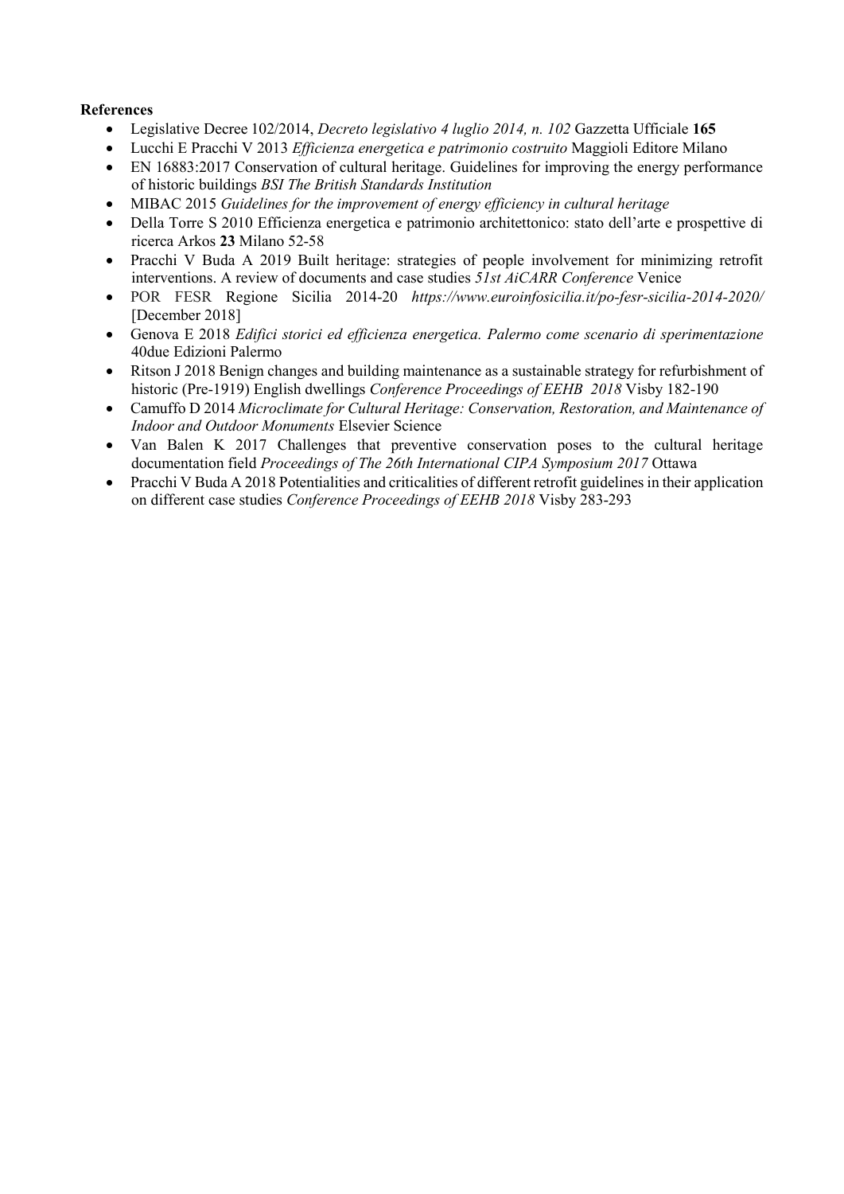**References**

- Legislative Decree 102/2014, *Decreto legislativo 4 luglio 2014, n. 102* Gazzetta Ufficiale **165**
- Lucchi E Pracchi V 2013 *Efficienza energetica e patrimonio costruito* Maggioli Editore Milano
- EN 16883:2017 Conservation of cultural heritage. Guidelines for improving the energy performance of historic buildings *BSI The British Standards Institution*
- MIBAC 2015 *Guidelines for the improvement of energy efficiency in cultural heritage*
- Della Torre S 2010 Efficienza energetica e patrimonio architettonico: stato dell'arte e prospettive di ricerca Arkos **23** Milano 52-58
- Pracchi V Buda A 2019 Built heritage: strategies of people involvement for minimizing retrofit interventions. A review of documents and case studies *51st AiCARR Conference* Venice
- POR FESR Regione Sicilia 2014-20 *https://www.euroinfosicilia.it/po-fesr-sicilia-2014-2020/* [December 2018]
- Genova E 2018 *Edifici storici ed efficienza energetica. Palermo come scenario di sperimentazione* 40due Edizioni Palermo
- Ritson J 2018 Benign changes and building maintenance as a sustainable strategy for refurbishment of historic (Pre-1919) English dwellings *Conference Proceedings of EEHB 2018* Visby 182-190
- Camuffo D 2014 *Microclimate for Cultural Heritage: Conservation, Restoration, and Maintenance of Indoor and Outdoor Monuments* Elsevier Science
- Van Balen K 2017 Challenges that preventive conservation poses to the cultural heritage documentation field *Proceedings of The 26th International CIPA Symposium 2017* Ottawa
- Pracchi V Buda A 2018 Potentialities and criticalities of different retrofit guidelines in their application on different case studies *Conference Proceedings of EEHB 2018* Visby 283-293